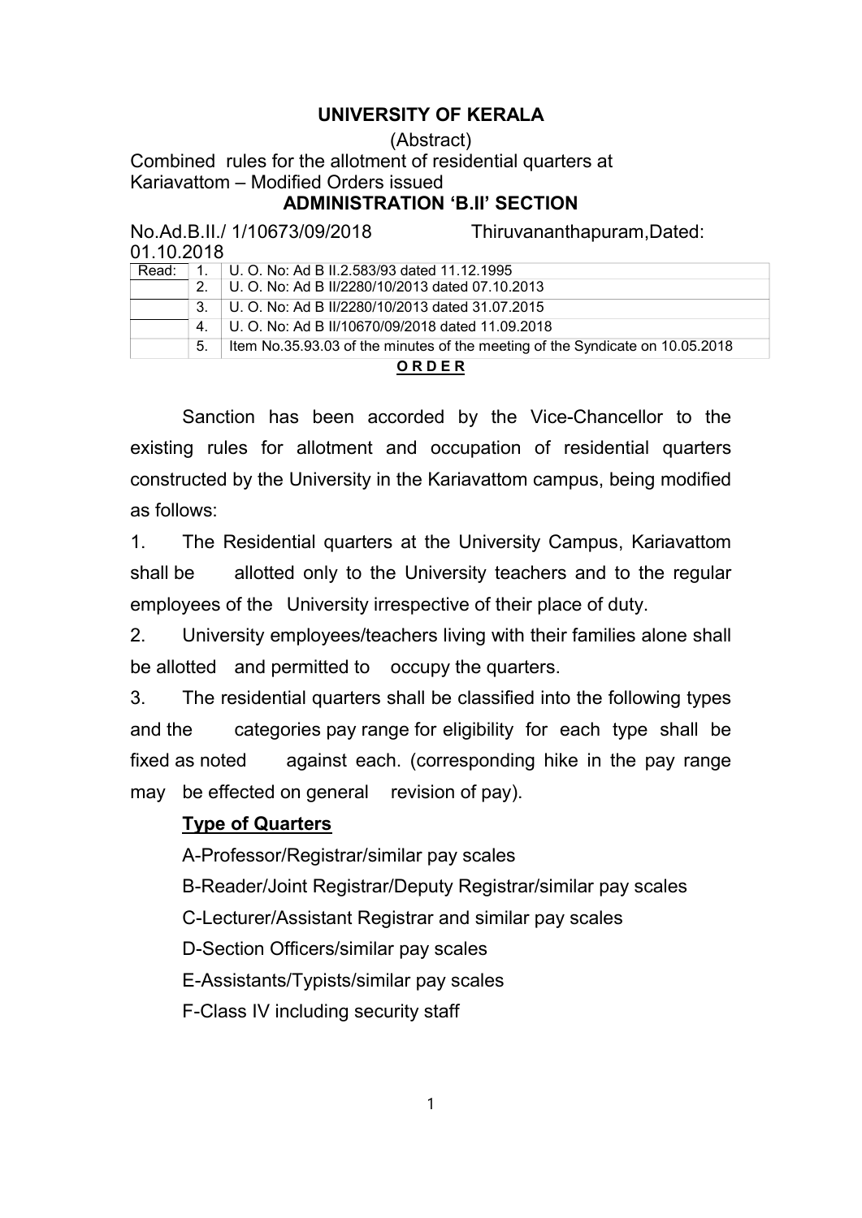**UNIVERSITY OF KERALA**

(Abstract)

Combined rules for the allotment of residential quarters at Kariavattom – Modified Orders issued

**ADMINISTRATION 'B.II' SECTION**

No.Ad.B.II./ 1/10673/09/2018 Thiruvananthapuram,Dated: 01.10.2018

| Read: | 1. | U. O. No: Ad B II.2.583/93 dated 11.12.1995 |
|---|---|---|
| | 2. | U. O. No: Ad B II/2280/10/2013 dated 07.10.2013 |
| | 3. | U. O. No: Ad B II/2280/10/2013 dated 31.07.2015 |
| | 4. | U. O. No: Ad B II/10670/09/2018 dated 11.09.2018 |
| | 5. | Item No.35.93.03 of the minutes of the meeting of the Syndicate on 10.05.2018 |

**ORDER**

Sanction has been accorded by the Vice-Chancellor to the existing rules for allotment and occupation of residential quarters constructed by the University in the Kariavattom campus, being modified as follows:

1. The Residential quarters at the University Campus, Kariavattom shall be allotted only to the University teachers and to the regular employees of the University irrespective of their place of duty.
2. University employees/teachers living with their families alone shall be allotted and permitted to occupy the quarters.
3. The residential quarters shall be classified into the following types and the categories pay range for eligibility for each type shall be fixed as noted against each. (corresponding hike in the pay range may be effected on general revision of pay).

**Type of Quarters**

A-Professor/Registrar/similar pay scales

B-Reader/Joint Registrar/Deputy Registrar/similar pay scales

C-Lecturer/Assistant Registrar and similar pay scales

D-Section Officers/similar pay scales

E-Assistants/Typists/similar pay scales

F-Class IV including security staff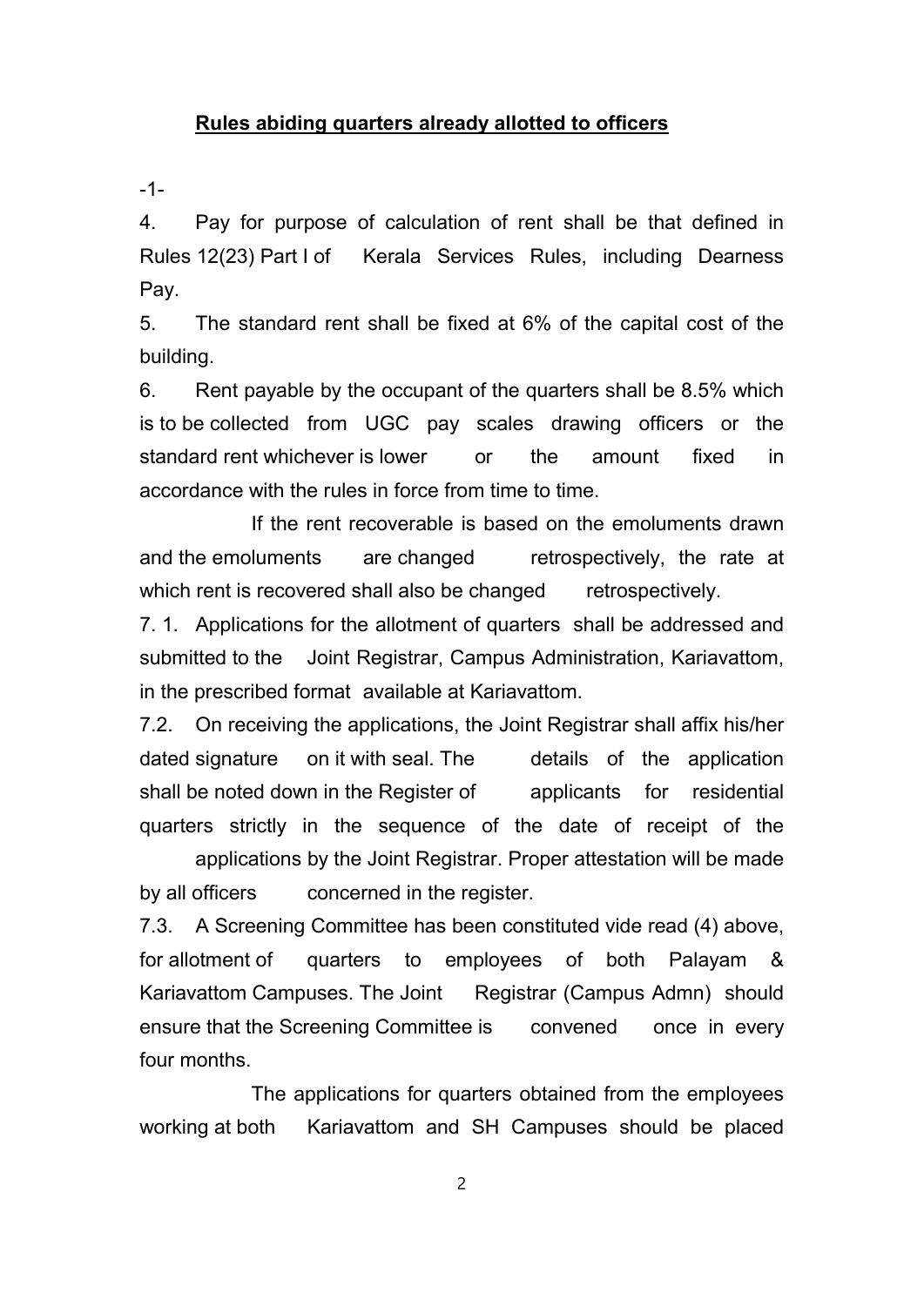## **Rules abiding quarters already allotted to officers**

-1-

4. Pay for purpose of calculation of rent shall be that defined in Rules 12(23) Part I of Kerala Services Rules, including Dearness Pay.

5. The standard rent shall be fixed at 6% of the capital cost of the building.

6. Rent payable by the occupant of the quarters shall be 8.5% which is to be collected from UGC pay scales drawing officers or the standard rent whichever is lower or the amount fixed in accordance with the rules in force from time to time.

If the rent recoverable is based on the emoluments drawn and the emoluments are changed retrospectively, the rate at which rent is recovered shall also be changed retrospectively.

7. 1. Applications for the allotment of quarters shall be addressed and submitted to the Joint Registrar, Campus Administration, Kariavattom, in the prescribed format available at Kariavattom.

7.2. On receiving the applications, the Joint Registrar shall affix his/her dated signature on it with seal. The details of the application shall be noted down in the Register of applicants for residential quarters strictly in the sequence of the date of receipt of the applications by the Joint Registrar. Proper attestation will be made by all officers concerned in the register.

7.3. A Screening Committee has been constituted vide read (4) above, for allotment of quarters to employees of both Palayam & Kariavattom Campuses. The Joint Registrar (Campus Admn) should ensure that the Screening Committee is convened once in every four months.

The applications for quarters obtained from the employees working at both Kariavattom and SH Campuses should be placed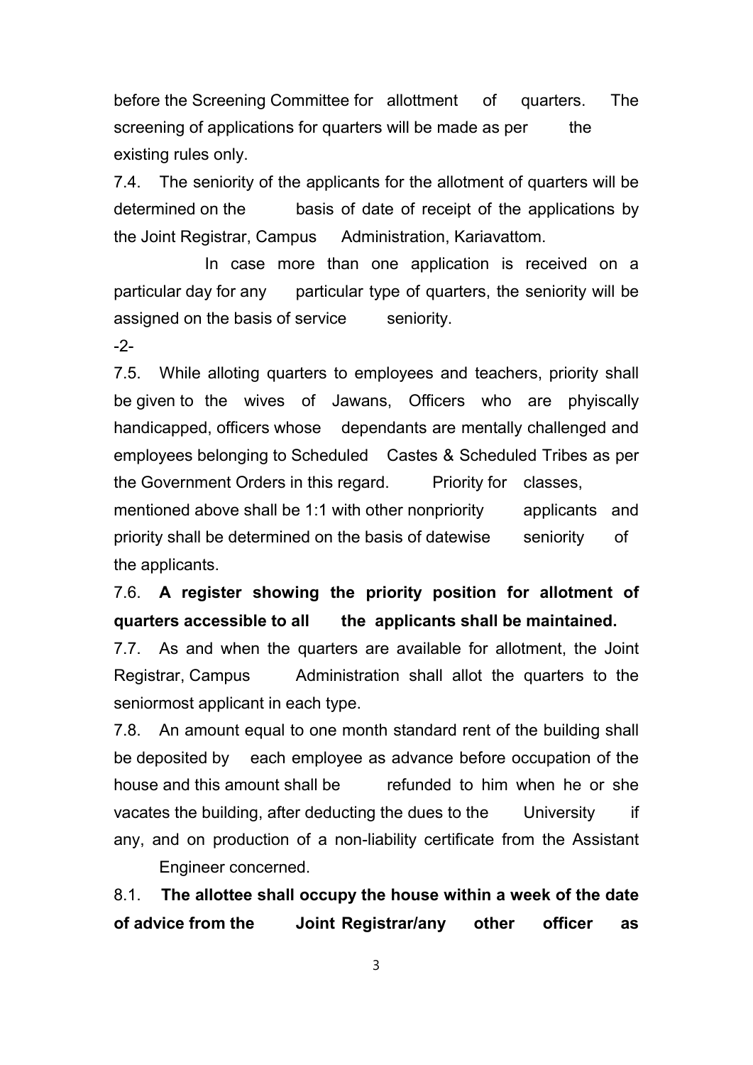before the Screening Committee for allottment of quarters. The screening of applications for quarters will be made as per the existing rules only.

7.4. The seniority of the applicants for the allotment of quarters will be determined on the basis of date of receipt of the applications by the Joint Registrar, Campus Administration, Kariavattom.

In case more than one application is received on a particular day for any particular type of quarters, the seniority will be assigned on the basis of service seniority.

-2-

7.5. While alloting quarters to employees and teachers, priority shall be given to the wives of Jawans, Officers who are phyiscally handicapped, officers whose dependants are mentally challenged and employees belonging to Scheduled Castes & Scheduled Tribes as per the Government Orders in this regard. Priority for classes, mentioned above shall be 1:1 with other nonpriority applicants and priority shall be determined on the basis of datewise seniority of the applicants.

7.6. **A register showing the priority position for allotment of quarters accessible to all the applicants shall be maintained.**

7.7. As and when the quarters are available for allotment, the Joint Registrar, Campus Administration shall allot the quarters to the seniormost applicant in each type.

7.8. An amount equal to one month standard rent of the building shall be deposited by each employee as advance before occupation of the house and this amount shall be refunded to him when he or she vacates the building, after deducting the dues to the University if any, and on production of a non-liability certificate from the Assistant Engineer concerned.

8.1. **The allottee shall occupy the house within a week of the date of advice from the Joint Registrar/any other officer as**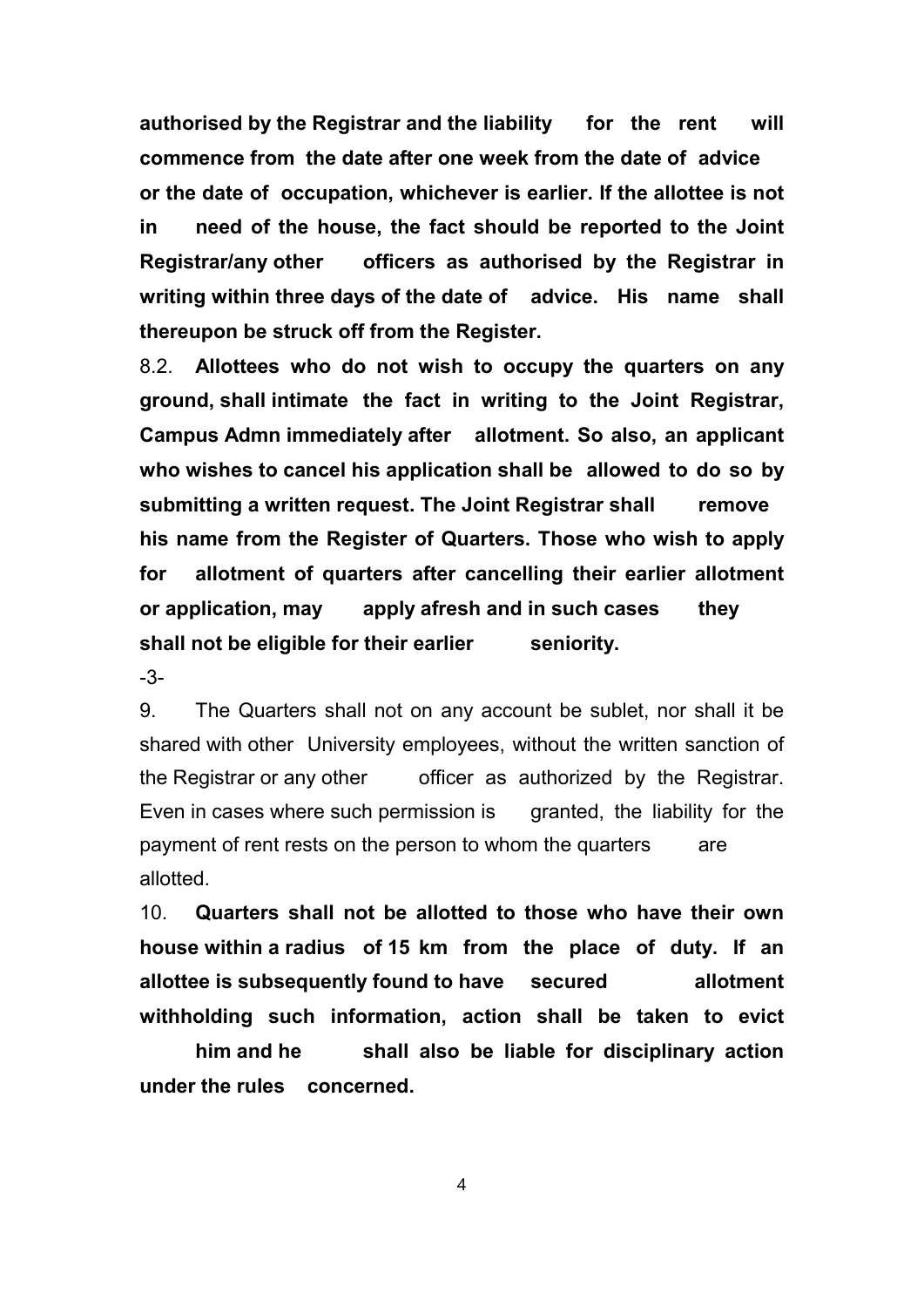**authorised by the Registrar and the liability for the rent will commence from the date after one week from the date of advice or the date of occupation, whichever is earlier. If the allottee is not in need of the house, the fact should be reported to the Joint Registrar/any other officers as authorised by the Registrar in writing within three days of the date of advice. His name shall thereupon be struck off from the Register.**

8.2. **Allottees who do not wish to occupy the quarters on any ground, shall intimate the fact in writing to the Joint Registrar, Campus Admn immediately after allotment. So also, an applicant who wishes to cancel his application shall be allowed to do so by submitting a written request. The Joint Registrar shall remove his name from the Register of Quarters. Those who wish to apply for allotment of quarters after cancelling their earlier allotment or application, may apply afresh and in such cases they shall not be eligible for their earlier seniority.**

-3-

9. The Quarters shall not on any account be sublet, nor shall it be shared with other University employees, without the written sanction of the Registrar or any other officer as authorized by the Registrar. Even in cases where such permission is granted, the liability for the payment of rent rests on the person to whom the quarters are allotted.

10. **Quarters shall not be allotted to those who have their own house within a radius of 15 km from the place of duty. If an allottee is subsequently found to have secured allotment withholding such information, action shall be taken to evict him and he shall also be liable for disciplinary action under the rules concerned.**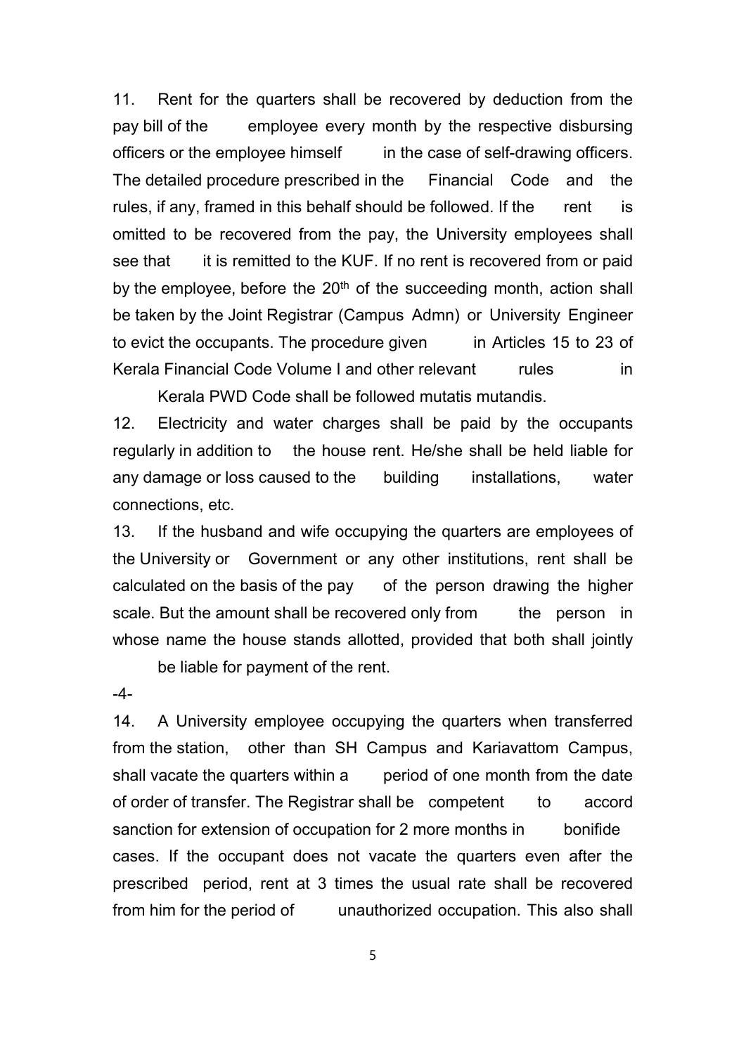11. Rent for the quarters shall be recovered by deduction from the pay bill of the employee every month by the respective disbursing officers or the employee himself in the case of self-drawing officers. The detailed procedure prescribed in the Financial Code and the rules, if any, framed in this behalf should be followed. If the rent is omitted to be recovered from the pay, the University employees shall see that it is remitted to the KUF. If no rent is recovered from or paid by the employee, before the 20th of the succeeding month, action shall be taken by the Joint Registrar (Campus Admn) or University Engineer to evict the occupants. The procedure given in Articles 15 to 23 of Kerala Financial Code Volume I and other relevant rules in Kerala PWD Code shall be followed mutatis mutandis.

12. Electricity and water charges shall be paid by the occupants regularly in addition to the house rent. He/she shall be held liable for any damage or loss caused to the building installations, water connections, etc.

13. If the husband and wife occupying the quarters are employees of the University or Government or any other institutions, rent shall be calculated on the basis of the pay of the person drawing the higher scale. But the amount shall be recovered only from the person in whose name the house stands allotted, provided that both shall jointly be liable for payment of the rent.

-4-

14. A University employee occupying the quarters when transferred from the station, other than SH Campus and Kariavattom Campus, shall vacate the quarters within a period of one month from the date of order of transfer. The Registrar shall be competent to accord sanction for extension of occupation for 2 more months in bonifide cases. If the occupant does not vacate the quarters even after the prescribed period, rent at 3 times the usual rate shall be recovered from him for the period of unauthorized occupation. This also shall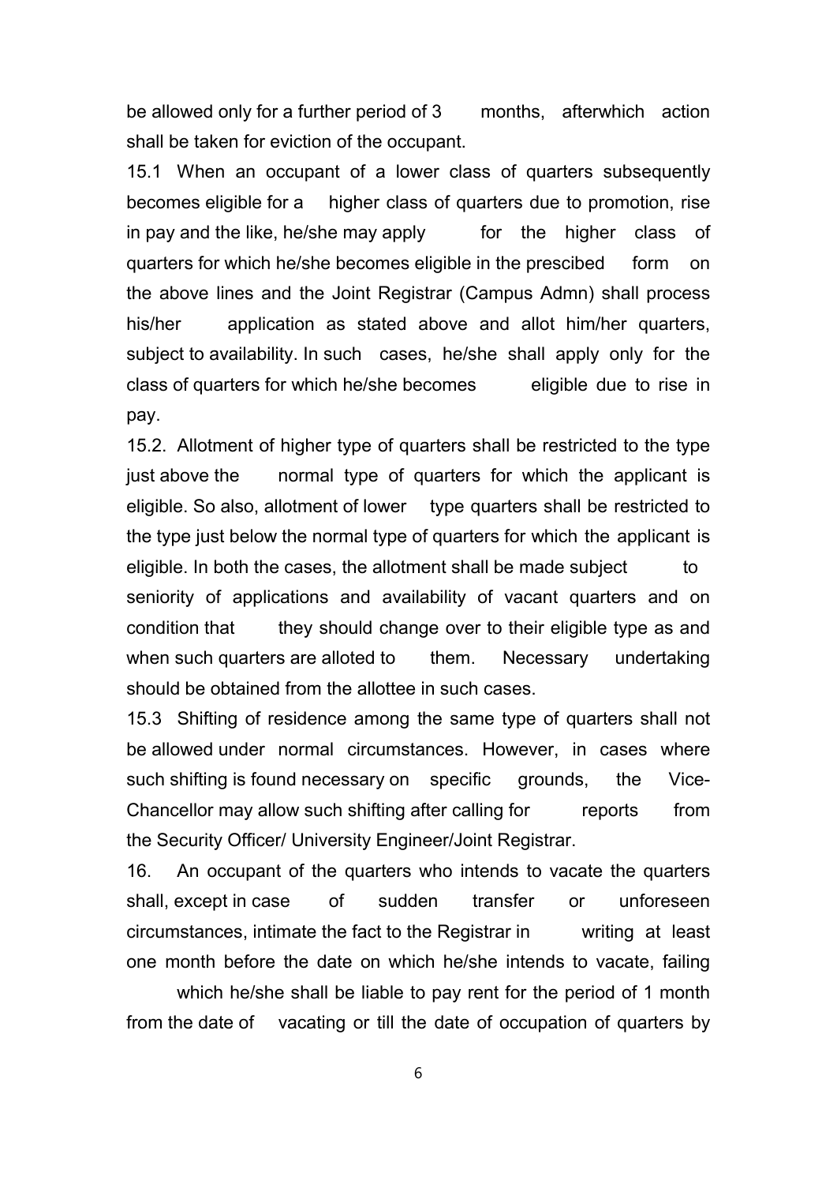be allowed only for a further period of 3 months, afterwhich action shall be taken for eviction of the occupant.

15.1 When an occupant of a lower class of quarters subsequently becomes eligible for a higher class of quarters due to promotion, rise in pay and the like, he/she may apply for the higher class of quarters for which he/she becomes eligible in the prescibed form on the above lines and the Joint Registrar (Campus Admn) shall process his/her application as stated above and allot him/her quarters, subject to availability. In such cases, he/she shall apply only for the class of quarters for which he/she becomes eligible due to rise in pay.

15.2. Allotment of higher type of quarters shall be restricted to the type just above the normal type of quarters for which the applicant is eligible. So also, allotment of lower type quarters shall be restricted to the type just below the normal type of quarters for which the applicant is eligible. In both the cases, the allotment shall be made subject to seniority of applications and availability of vacant quarters and on condition that they should change over to their eligible type as and when such quarters are alloted to them. Necessary undertaking should be obtained from the allottee in such cases.

15.3 Shifting of residence among the same type of quarters shall not be allowed under normal circumstances. However, in cases where such shifting is found necessary on specific grounds, the Vice-Chancellor may allow such shifting after calling for reports from the Security Officer/ University Engineer/Joint Registrar.

16. An occupant of the quarters who intends to vacate the quarters shall, except in case of sudden transfer or unforeseen circumstances, intimate the fact to the Registrar in writing at least one month before the date on which he/she intends to vacate, failing which he/she shall be liable to pay rent for the period of 1 month from the date of vacating or till the date of occupation of quarters by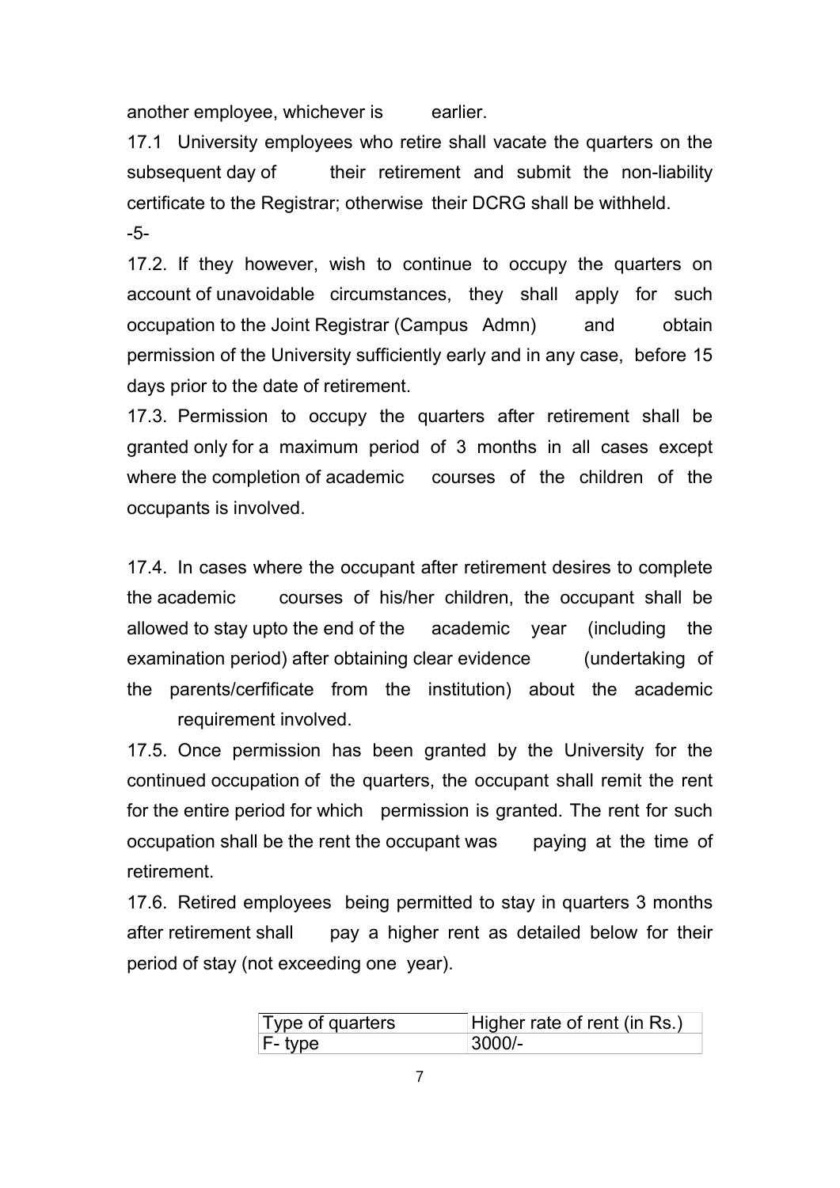another employee, whichever is earlier.

17.1 University employees who retire shall vacate the quarters on the subsequent day of their retirement and submit the non-liability certificate to the Registrar; otherwise their DCRG shall be withheld.

-5-

17.2. If they however, wish to continue to occupy the quarters on account of unavoidable circumstances, they shall apply for such occupation to the Joint Registrar (Campus Admn) and obtain permission of the University sufficiently early and in any case, before 15 days prior to the date of retirement.

17.3. Permission to occupy the quarters after retirement shall be granted only for a maximum period of 3 months in all cases except where the completion of academic courses of the children of the occupants is involved.

17.4. In cases where the occupant after retirement desires to complete the academic courses of his/her children, the occupant shall be allowed to stay upto the end of the academic year (including the examination period) after obtaining clear evidence (undertaking of the parents/cerfificate from the institution) about the academic requirement involved.

17.5. Once permission has been granted by the University for the continued occupation of the quarters, the occupant shall remit the rent for the entire period for which permission is granted. The rent for such occupation shall be the rent the occupant was paying at the time of retirement.

17.6. Retired employees being permitted to stay in quarters 3 months after retirement shall pay a higher rent as detailed below for their period of stay (not exceeding one year).

| Type of quarters | Higher rate of rent (in Rs.) |
| --- | --- |
| F- type | 3000/- |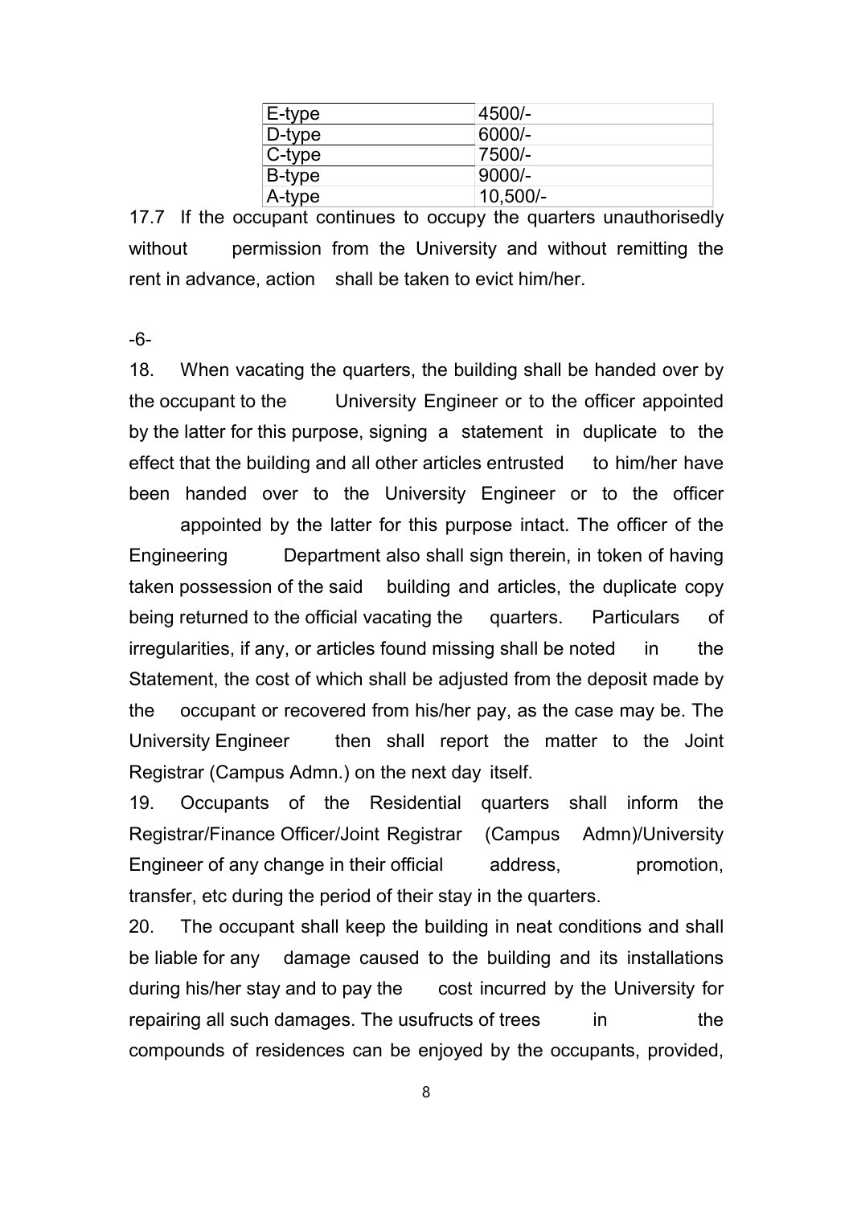| E-type | 4500/- |
|---|---|
| D-type | 6000/- |
| C-type | 7500/- |
| B-type | 9000/- |
| A-type | 10,500/- |

17.7 If the occupant continues to occupy the quarters unauthorisedly without permission from the University and without remitting the rent in advance, action shall be taken to evict him/her.

18. When vacating the quarters, the building shall be handed over by the occupant to the University Engineer or to the officer appointed by the latter for this purpose, signing a statement in duplicate to the effect that the building and all other articles entrusted to him/her have been handed over to the University Engineer or to the officer appointed by the latter for this purpose intact. The officer of the Engineering Department also shall sign therein, in token of having taken possession of the said building and articles, the duplicate copy being returned to the official vacating the quarters. Particulars of irregularities, if any, or articles found missing shall be noted in the Statement, the cost of which shall be adjusted from the deposit made by the occupant or recovered from his/her pay, as the case may be. The University Engineer then shall report the matter to the Joint Registrar (Campus Admn.) on the next day itself.

19. Occupants of the Residential quarters shall inform the Registrar/Finance Officer/Joint Registrar (Campus Admn)/University Engineer of any change in their official address, promotion, transfer, etc during the period of their stay in the quarters.

20. The occupant shall keep the building in neat conditions and shall be liable for any damage caused to the building and its installations during his/her stay and to pay the cost incurred by the University for repairing all such damages. The usufructs of trees in the compounds of residences can be enjoyed by the occupants, provided,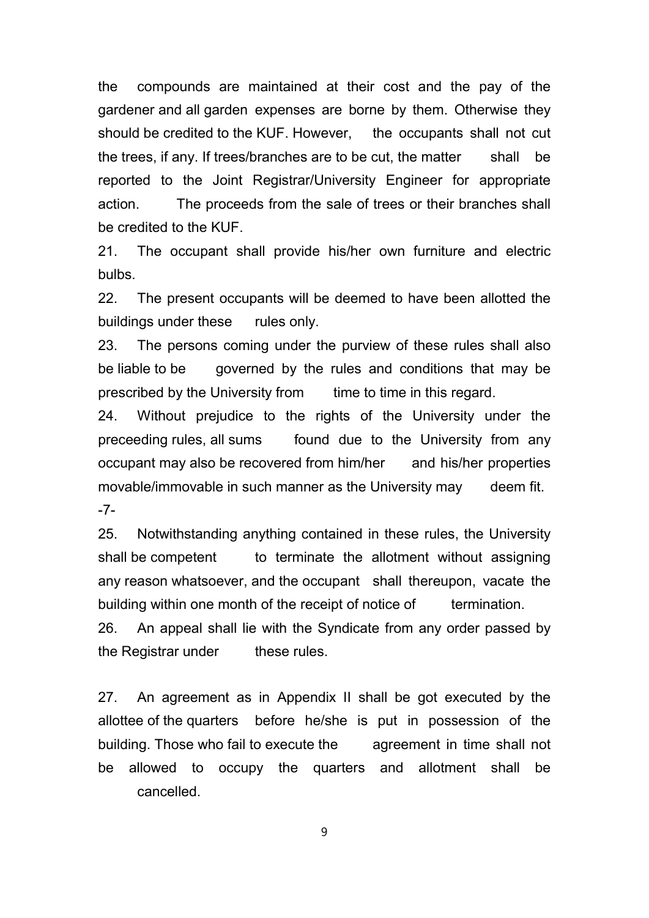the compounds are maintained at their cost and the pay of the gardener and all garden expenses are borne by them. Otherwise they should be credited to the KUF. However, the occupants shall not cut the trees, if any. If trees/branches are to be cut, the matter shall be reported to the Joint Registrar/University Engineer for appropriate action. The proceeds from the sale of trees or their branches shall be credited to the KUF.

21. The occupant shall provide his/her own furniture and electric bulbs.

22. The present occupants will be deemed to have been allotted the buildings under these rules only.

23. The persons coming under the purview of these rules shall also be liable to be governed by the rules and conditions that may be prescribed by the University from time to time in this regard.

24. Without prejudice to the rights of the University under the preceeding rules, all sums found due to the University from any occupant may also be recovered from him/her and his/her properties movable/immovable in such manner as the University may deem fit.

-7-

25. Notwithstanding anything contained in these rules, the University shall be competent to terminate the allotment without assigning any reason whatsoever, and the occupant shall thereupon, vacate the building within one month of the receipt of notice of termination.

26. An appeal shall lie with the Syndicate from any order passed by the Registrar under these rules.

27. An agreement as in Appendix II shall be got executed by the allottee of the quarters before he/she is put in possession of the building. Those who fail to execute the agreement in time shall not be allowed to occupy the quarters and allotment shall be cancelled.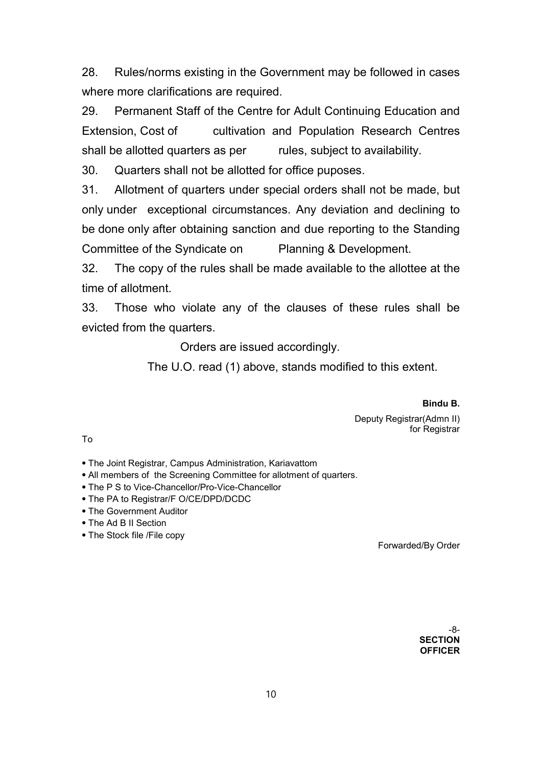28. Rules/norms existing in the Government may be followed in cases where more clarifications are required.

29. Permanent Staff of the Centre for Adult Continuing Education and Extension, Cost of cultivation and Population Research Centres shall be allotted quarters as per rules, subject to availability.

30. Quarters shall not be allotted for office puposes.

31. Allotment of quarters under special orders shall not be made, but only under exceptional circumstances. Any deviation and declining to be done only after obtaining sanction and due reporting to the Standing Committee of the Syndicate on Planning & Development.

32. The copy of the rules shall be made available to the allottee at the time of allotment.

33. Those who violate any of the clauses of these rules shall be evicted from the quarters.

Orders are issued accordingly.

The U.O. read (1) above, stands modified to this extent.

**Bindu B.**

Deputy Registrar(Admn II)
for Registrar

To

- The Joint Registrar, Campus Administration, Kariavattom
- All members of the Screening Committee for allotment of quarters.
- The P S to Vice-Chancellor/Pro-Vice-Chancellor
- The PA to Registrar/F O/CE/DPD/DCDC
- The Government Auditor
- The Ad B II Section
- The Stock file /File copy

Forwarded/By Order

-8-
**SECTION OFFICER**